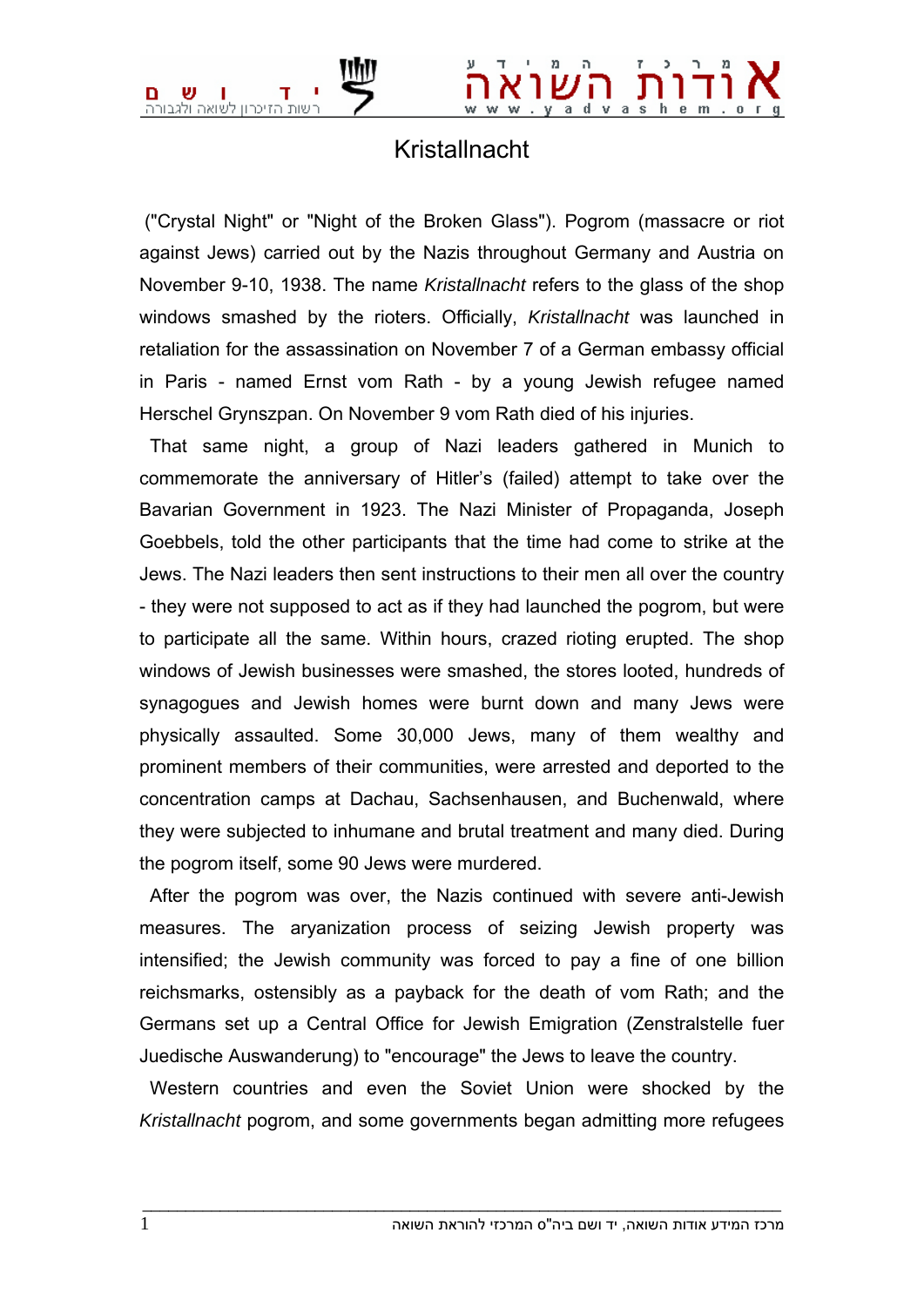# Kristallnacht

("Crystal Night" or "Night of the Broken Glass"). Pogrom (massacre or riot against Jews) carried out by the Nazis throughout Germany and Austria on November 9-10, 1938. The name *Kristallnacht* refers to the glass of the shop windows smashed by the rioters. Officially, *Kristallnacht* was launched in retaliation for the assassination on November 7 of a German embassy official in Paris - named Ernst vom Rath - by a young Jewish refugee named Herschel Grynszpan. On November 9 vom Rath died of his injuries.

That same night, a group of Nazi leaders gathered in Munich to commemorate the anniversary of Hitler's (failed) attempt to take over the Bavarian Government in 1923. The Nazi Minister of Propaganda, Joseph Goebbels, told the other participants that the time had come to strike at the Jews. The Nazi leaders then sent instructions to their men all over the country - they were not supposed to act as if they had launched the pogrom, but were to participate all the same. Within hours, crazed rioting erupted. The shop windows of Jewish businesses were smashed, the stores looted, hundreds of synagogues and Jewish homes were burnt down and many Jews were physically assaulted. Some 30,000 Jews, many of them wealthy and prominent members of their communities, were arrested and deported to the concentration camps at Dachau, Sachsenhausen, and Buchenwald, where they were subjected to inhumane and brutal treatment and many died. During the pogrom itself, some 90 Jews were murdered.

After the pogrom was over, the Nazis continued with severe anti-Jewish measures. The aryanization process of seizing Jewish property was intensified; the Jewish community was forced to pay a fine of one billion reichsmarks, ostensibly as a payback for the death of vom Rath; and the Germans set up a Central Office for Jewish Emigration (Zenstralstelle fuer Juedische Auswanderung) to "encourage" the Jews to leave the country.

Western countries and even the Soviet Union were shocked by the *Kristallnacht* pogrom, and some governments began admitting more refugees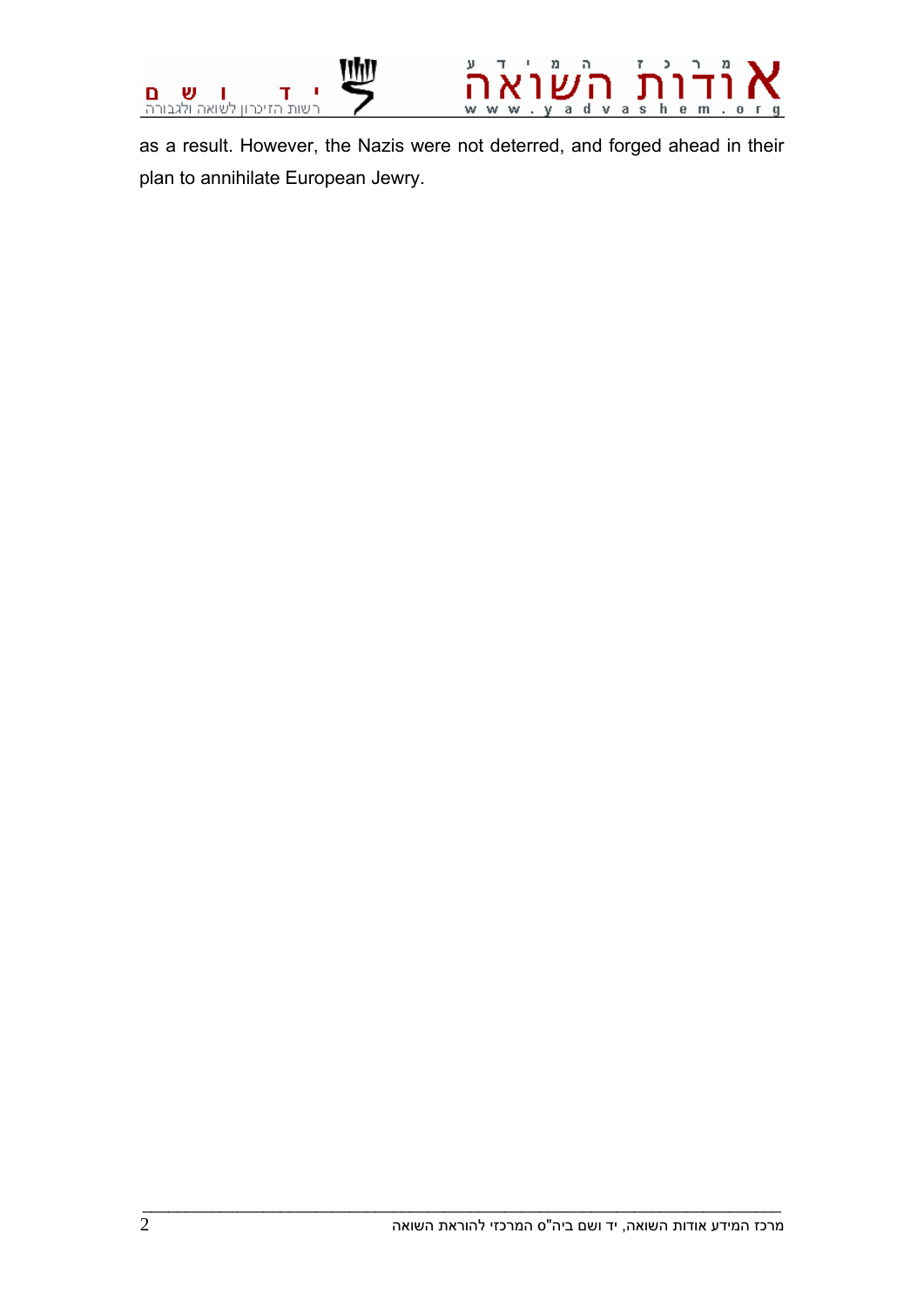as a result. However, the Nazis were not deterred, and forged ahead in their plan to annihilate European Jewry.